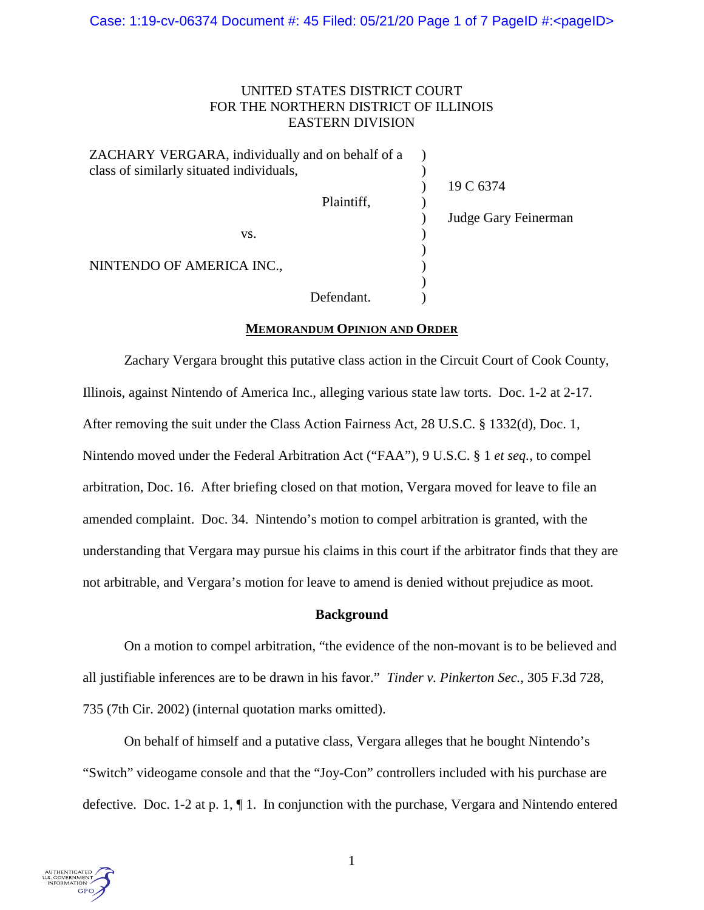UNITED STATES DISTRICT COURT
FOR THE NORTHERN DISTRICT OF ILLINOIS
EASTERN DIVISION

| | | |
|---|---|---|
| ZACHARY VERGARA, individually and on behalf of a class of similarly situated individuals, | ) | 19 C 6374 |
| Plaintiff, | ) | Judge Gary Feinerman |
| vs. | ) | |
| NINTENDO OF AMERICA INC., | ) | |
| Defendant. | ) | |

## MEMORANDUM OPINION AND ORDER

Zachary Vergara brought this putative class action in the Circuit Court of Cook County, Illinois, against Nintendo of America Inc., alleging various state law torts. Doc. 1-2 at 2-17. After removing the suit under the Class Action Fairness Act, 28 U.S.C. § 1332(d), Doc. 1, Nintendo moved under the Federal Arbitration Act ("FAA"), 9 U.S.C. § 1 *et seq.*, to compel arbitration, Doc. 16. After briefing closed on that motion, Vergara moved for leave to file an amended complaint. Doc. 34. Nintendo's motion to compel arbitration is granted, with the understanding that Vergara may pursue his claims in this court if the arbitrator finds that they are not arbitrable, and Vergara's motion for leave to amend is denied without prejudice as moot.

### Background

On a motion to compel arbitration, "the evidence of the non-movant is to be believed and all justifiable inferences are to be drawn in his favor." *Tinder v. Pinkerton Sec.*, 305 F.3d 728, 735 (7th Cir. 2002) (internal quotation marks omitted).

On behalf of himself and a putative class, Vergara alleges that he bought Nintendo's "Switch" videogame console and that the "Joy-Con" controllers included with his purchase are defective. Doc. 1-2 at p. 1, ¶ 1. In conjunction with the purchase, Vergara and Nintendo entered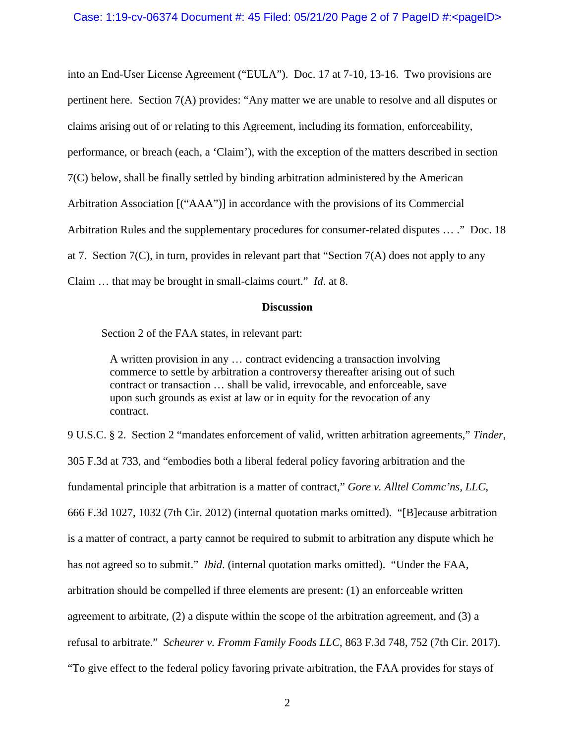into an End-User License Agreement ("EULA"). Doc. 17 at 7-10, 13-16. Two provisions are pertinent here. Section 7(A) provides: "Any matter we are unable to resolve and all disputes or claims arising out of or relating to this Agreement, including its formation, enforceability, performance, or breach (each, a 'Claim'), with the exception of the matters described in section 7(C) below, shall be finally settled by binding arbitration administered by the American Arbitration Association [("AAA")] in accordance with the provisions of its Commercial Arbitration Rules and the supplementary procedures for consumer-related disputes … ." Doc. 18 at 7. Section 7(C), in turn, provides in relevant part that "Section 7(A) does not apply to any Claim … that may be brought in small-claims court." *Id*. at 8.

**Discussion**

Section 2 of the FAA states, in relevant part:

> A written provision in any … contract evidencing a transaction involving commerce to settle by arbitration a controversy thereafter arising out of such contract or transaction … shall be valid, irrevocable, and enforceable, save upon such grounds as exist at law or in equity for the revocation of any contract.

9 U.S.C. § 2. Section 2 "mandates enforcement of valid, written arbitration agreements," *Tinder*, 305 F.3d at 733, and "embodies both a liberal federal policy favoring arbitration and the fundamental principle that arbitration is a matter of contract," *Gore v. Alltel Commc'ns, LLC*, 666 F.3d 1027, 1032 (7th Cir. 2012) (internal quotation marks omitted). "[B]ecause arbitration is a matter of contract, a party cannot be required to submit to arbitration any dispute which he has not agreed so to submit." *Ibid*. (internal quotation marks omitted). "Under the FAA, arbitration should be compelled if three elements are present: (1) an enforceable written agreement to arbitrate, (2) a dispute within the scope of the arbitration agreement, and (3) a refusal to arbitrate." *Scheurer v. Fromm Family Foods LLC*, 863 F.3d 748, 752 (7th Cir. 2017). "To give effect to the federal policy favoring private arbitration, the FAA provides for stays of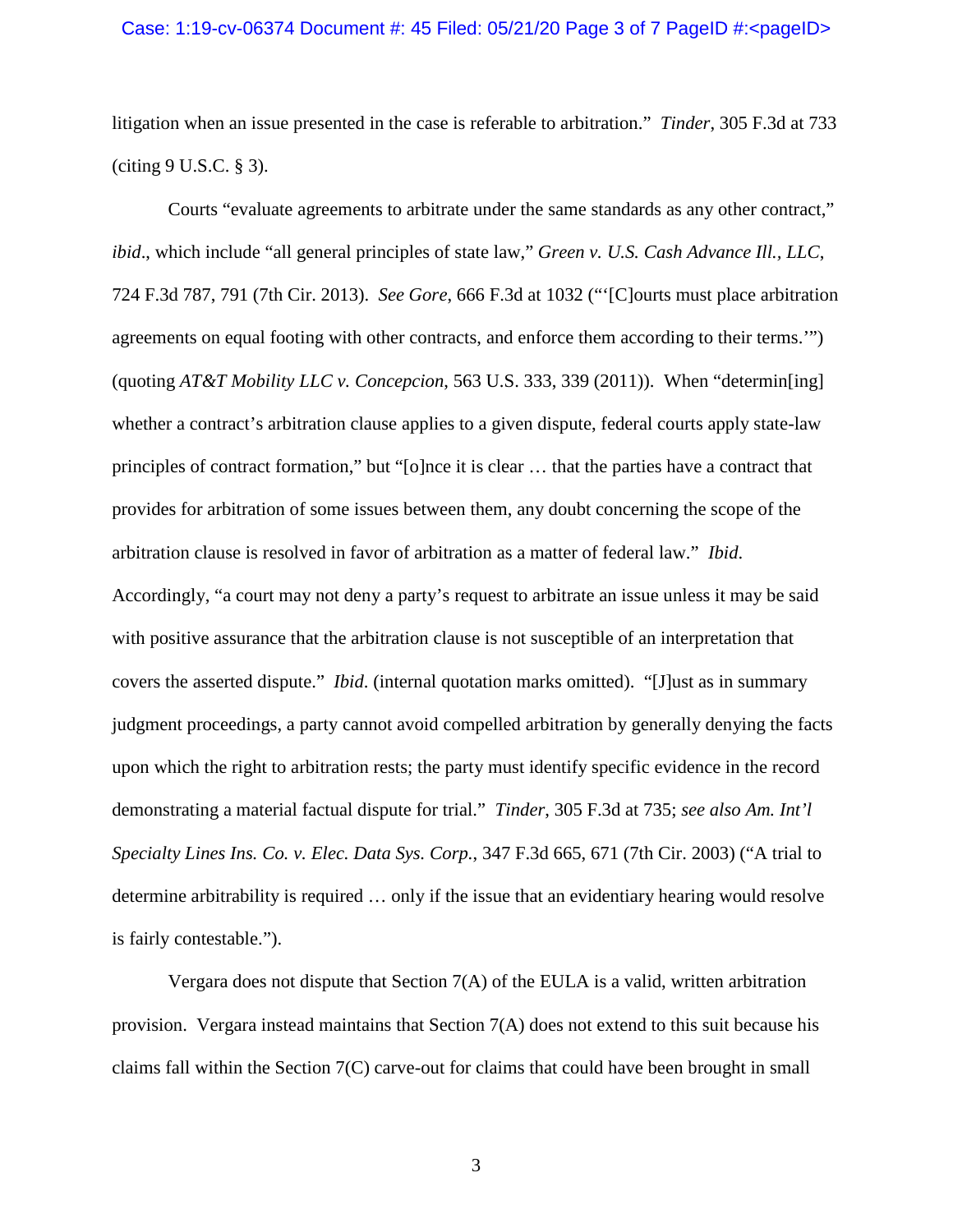litigation when an issue presented in the case is referable to arbitration." *Tinder*, 305 F.3d at 733 (citing 9 U.S.C. § 3).

Courts "evaluate agreements to arbitrate under the same standards as any other contract," *ibid*., which include "all general principles of state law," *Green v. U.S. Cash Advance Ill., LLC*, 724 F.3d 787, 791 (7th Cir. 2013). *See Gore*, 666 F.3d at 1032 ("'[C]ourts must place arbitration agreements on equal footing with other contracts, and enforce them according to their terms.'") (quoting *AT&T Mobility LLC v. Concepcion*, 563 U.S. 333, 339 (2011)). When "determin[ing] whether a contract's arbitration clause applies to a given dispute, federal courts apply state-law principles of contract formation," but "[o]nce it is clear … that the parties have a contract that provides for arbitration of some issues between them, any doubt concerning the scope of the arbitration clause is resolved in favor of arbitration as a matter of federal law." *Ibid*. Accordingly, "a court may not deny a party's request to arbitrate an issue unless it may be said with positive assurance that the arbitration clause is not susceptible of an interpretation that covers the asserted dispute." *Ibid*. (internal quotation marks omitted). "[J]ust as in summary judgment proceedings, a party cannot avoid compelled arbitration by generally denying the facts upon which the right to arbitration rests; the party must identify specific evidence in the record demonstrating a material factual dispute for trial." *Tinder*, 305 F.3d at 735; *see also Am. Int'l Specialty Lines Ins. Co. v. Elec. Data Sys. Corp.*, 347 F.3d 665, 671 (7th Cir. 2003) ("A trial to determine arbitrability is required … only if the issue that an evidentiary hearing would resolve is fairly contestable.").

Vergara does not dispute that Section 7(A) of the EULA is a valid, written arbitration provision. Vergara instead maintains that Section 7(A) does not extend to this suit because his claims fall within the Section 7(C) carve-out for claims that could have been brought in small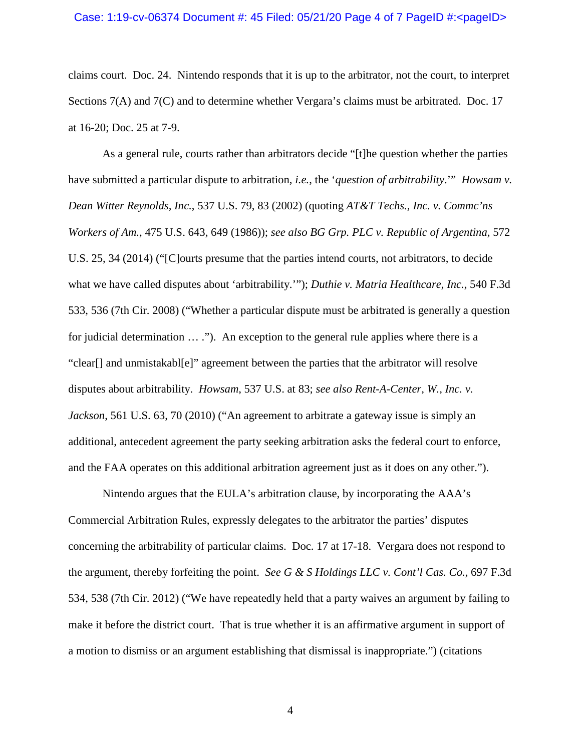claims court. Doc. 24. Nintendo responds that it is up to the arbitrator, not the court, to interpret Sections 7(A) and 7(C) and to determine whether Vergara's claims must be arbitrated. Doc. 17 at 16-20; Doc. 25 at 7-9.

As a general rule, courts rather than arbitrators decide "[t]he question whether the parties have submitted a particular dispute to arbitration, *i.e.*, the '*question of arbitrability*.'" *Howsam v. Dean Witter Reynolds, Inc.*, 537 U.S. 79, 83 (2002) (quoting *AT&T Techs., Inc. v. Commc'ns Workers of Am.*, 475 U.S. 643, 649 (1986)); *see also BG Grp. PLC v. Republic of Argentina*, 572 U.S. 25, 34 (2014) ("[C]ourts presume that the parties intend courts, not arbitrators, to decide what we have called disputes about 'arbitrability.'"); *Duthie v. Matria Healthcare, Inc.*, 540 F.3d 533, 536 (7th Cir. 2008) ("Whether a particular dispute must be arbitrated is generally a question for judicial determination … ."). An exception to the general rule applies where there is a "clear[] and unmistakabl[e]" agreement between the parties that the arbitrator will resolve disputes about arbitrability. *Howsam*, 537 U.S. at 83; *see also Rent-A-Center, W., Inc. v. Jackson*, 561 U.S. 63, 70 (2010) ("An agreement to arbitrate a gateway issue is simply an additional, antecedent agreement the party seeking arbitration asks the federal court to enforce, and the FAA operates on this additional arbitration agreement just as it does on any other.").

Nintendo argues that the EULA's arbitration clause, by incorporating the AAA's Commercial Arbitration Rules, expressly delegates to the arbitrator the parties' disputes concerning the arbitrability of particular claims. Doc. 17 at 17-18. Vergara does not respond to the argument, thereby forfeiting the point. *See G & S Holdings LLC v. Cont'l Cas. Co.*, 697 F.3d 534, 538 (7th Cir. 2012) ("We have repeatedly held that a party waives an argument by failing to make it before the district court. That is true whether it is an affirmative argument in support of a motion to dismiss or an argument establishing that dismissal is inappropriate.") (citations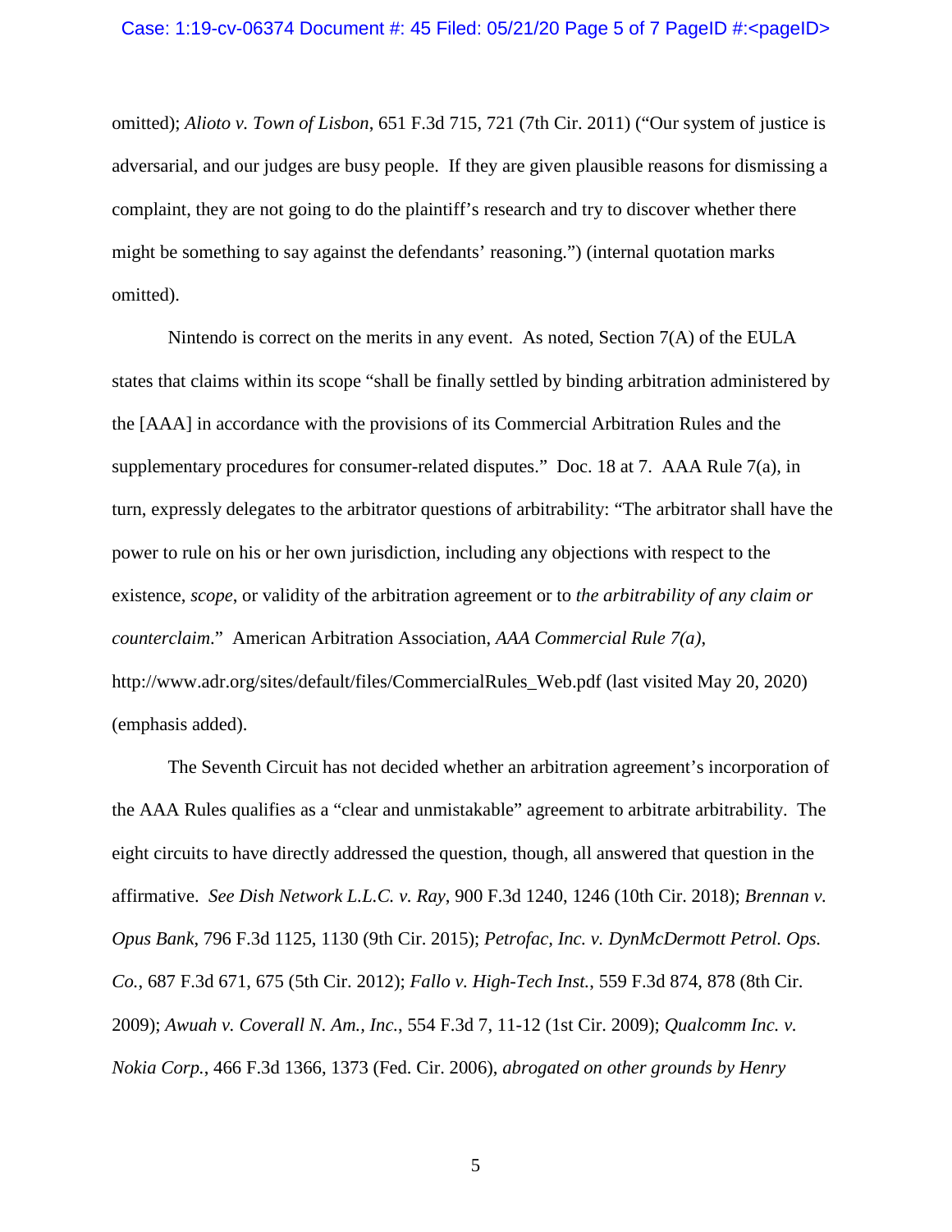omitted); *Alioto v. Town of Lisbon*, 651 F.3d 715, 721 (7th Cir. 2011) ("Our system of justice is adversarial, and our judges are busy people. If they are given plausible reasons for dismissing a complaint, they are not going to do the plaintiff's research and try to discover whether there might be something to say against the defendants' reasoning.") (internal quotation marks omitted).

Nintendo is correct on the merits in any event. As noted, Section 7(A) of the EULA states that claims within its scope "shall be finally settled by binding arbitration administered by the [AAA] in accordance with the provisions of its Commercial Arbitration Rules and the supplementary procedures for consumer-related disputes." Doc. 18 at 7. AAA Rule 7(a), in turn, expressly delegates to the arbitrator questions of arbitrability: "The arbitrator shall have the power to rule on his or her own jurisdiction, including any objections with respect to the existence, *scope*, or validity of the arbitration agreement or to *the arbitrability of any claim or counterclaim*." American Arbitration Association, *AAA Commercial Rule 7(a)*, http://www.adr.org/sites/default/files/CommercialRules_Web.pdf (last visited May 20, 2020) (emphasis added).

The Seventh Circuit has not decided whether an arbitration agreement's incorporation of the AAA Rules qualifies as a "clear and unmistakable" agreement to arbitrate arbitrability. The eight circuits to have directly addressed the question, though, all answered that question in the affirmative. *See Dish Network L.L.C. v. Ray*, 900 F.3d 1240, 1246 (10th Cir. 2018); *Brennan v. Opus Bank*, 796 F.3d 1125, 1130 (9th Cir. 2015); *Petrofac, Inc. v. DynMcDermott Petrol. Ops. Co.*, 687 F.3d 671, 675 (5th Cir. 2012); *Fallo v. High-Tech Inst.*, 559 F.3d 874, 878 (8th Cir. 2009); *Awuah v. Coverall N. Am., Inc.*, 554 F.3d 7, 11-12 (1st Cir. 2009); *Qualcomm Inc. v. Nokia Corp.*, 466 F.3d 1366, 1373 (Fed. Cir. 2006), *abrogated on other grounds by Henry*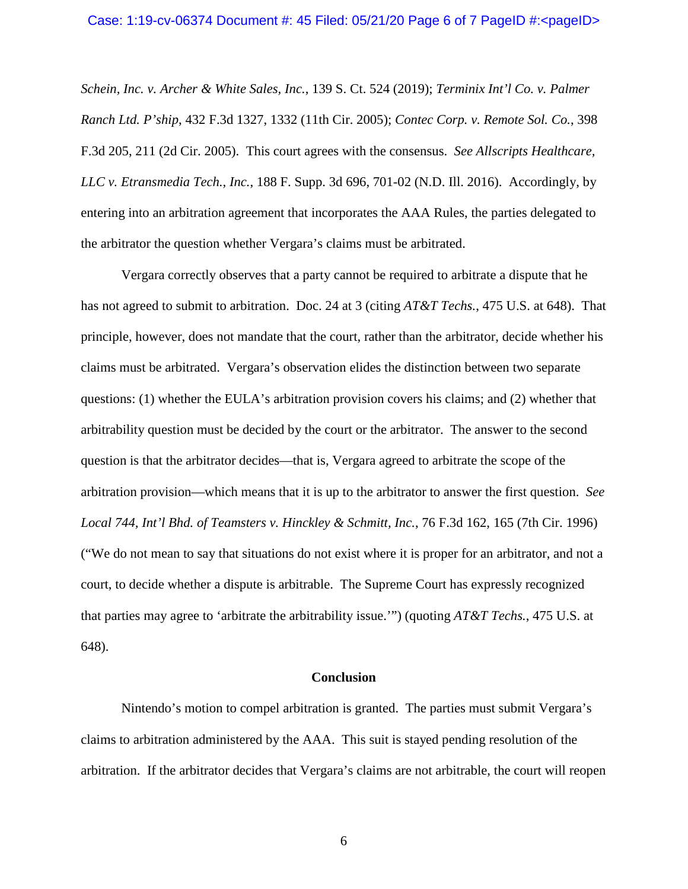*Schein, Inc. v. Archer & White Sales, Inc.*, 139 S. Ct. 524 (2019); *Terminix Int'l Co. v. Palmer Ranch Ltd. P'ship*, 432 F.3d 1327, 1332 (11th Cir. 2005); *Contec Corp. v. Remote Sol. Co.*, 398 F.3d 205, 211 (2d Cir. 2005). This court agrees with the consensus. *See Allscripts Healthcare, LLC v. Etransmedia Tech., Inc.*, 188 F. Supp. 3d 696, 701-02 (N.D. Ill. 2016). Accordingly, by entering into an arbitration agreement that incorporates the AAA Rules, the parties delegated to the arbitrator the question whether Vergara's claims must be arbitrated.

Vergara correctly observes that a party cannot be required to arbitrate a dispute that he has not agreed to submit to arbitration. Doc. 24 at 3 (citing *AT&T Techs.*, 475 U.S. at 648). That principle, however, does not mandate that the court, rather than the arbitrator, decide whether his claims must be arbitrated. Vergara's observation elides the distinction between two separate questions: (1) whether the EULA's arbitration provision covers his claims; and (2) whether that arbitrability question must be decided by the court or the arbitrator. The answer to the second question is that the arbitrator decides—that is, Vergara agreed to arbitrate the scope of the arbitration provision—which means that it is up to the arbitrator to answer the first question. *See Local 744, Int'l Bhd. of Teamsters v. Hinckley & Schmitt, Inc.*, 76 F.3d 162, 165 (7th Cir. 1996) ("We do not mean to say that situations do not exist where it is proper for an arbitrator, and not a court, to decide whether a dispute is arbitrable. The Supreme Court has expressly recognized that parties may agree to 'arbitrate the arbitrability issue.'") (quoting *AT&T Techs.*, 475 U.S. at 648).

## Conclusion

Nintendo's motion to compel arbitration is granted. The parties must submit Vergara's claims to arbitration administered by the AAA. This suit is stayed pending resolution of the arbitration. If the arbitrator decides that Vergara's claims are not arbitrable, the court will reopen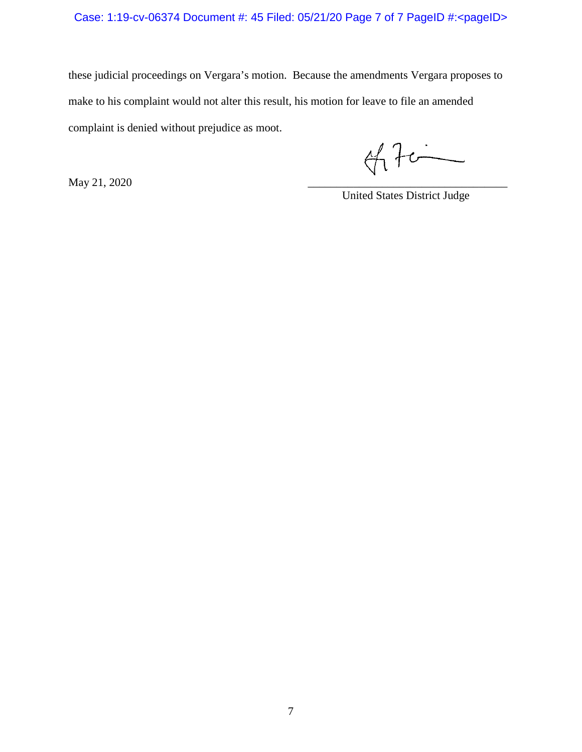these judicial proceedings on Vergara's motion. Because the amendments Vergara proposes to make to his complaint would not alter this result, his motion for leave to file an amended complaint is denied without prejudice as moot.

May 21, 2020

\_\_\_\_\_\_\_\_\_\_\_\_\_\_\_\_\_\_\_\_\_\_\_\_\_\_\_\_\_\_\_\_\_\_\_\_

United States District Judge